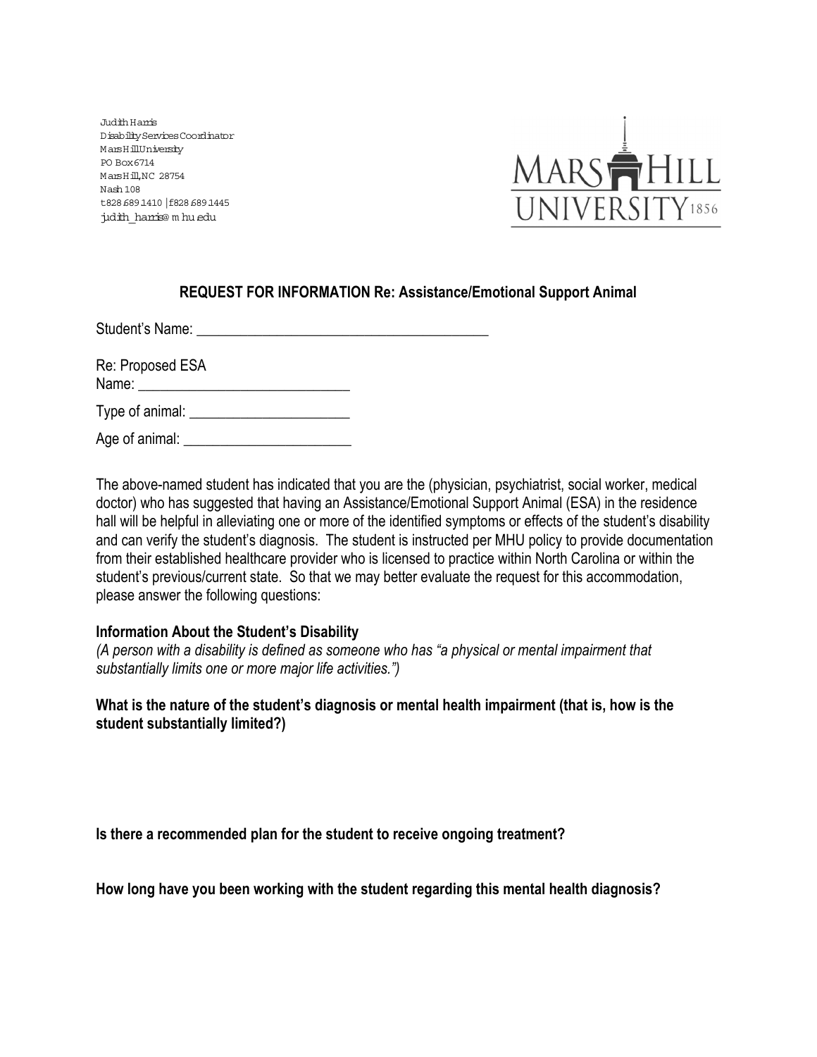Judith Harris
Disability Services Coordinator
Mars Hill University
PO Box 6714
Mars Hill, NC 28754
Nash 108
t 828.689.1410 | f 828.689.1445
judith_harris@mhu.edu

MARS HILL UNIVERSITY 1856

**REQUEST FOR INFORMATION Re: Assistance/Emotional Support Animal**

Student's Name: ________________________________________

Re: Proposed ESA
Name: ____________________________

Type of animal: ______________________

Age of animal: _______________________

The above-named student has indicated that you are the (physician, psychiatrist, social worker, medical doctor) who has suggested that having an Assistance/Emotional Support Animal (ESA) in the residence hall will be helpful in alleviating one or more of the identified symptoms or effects of the student's disability and can verify the student's diagnosis. The student is instructed per MHU policy to provide documentation from their established healthcare provider who is licensed to practice within North Carolina or within the student's previous/current state. So that we may better evaluate the request for this accommodation, please answer the following questions:

**Information About the Student's Disability**
*(A person with a disability is defined as someone who has "a physical or mental impairment that substantially limits one or more major life activities.")*

**What is the nature of the student's diagnosis or mental health impairment (that is, how is the student substantially limited?)**

**Is there a recommended plan for the student to receive ongoing treatment?**

**How long have you been working with the student regarding this mental health diagnosis?**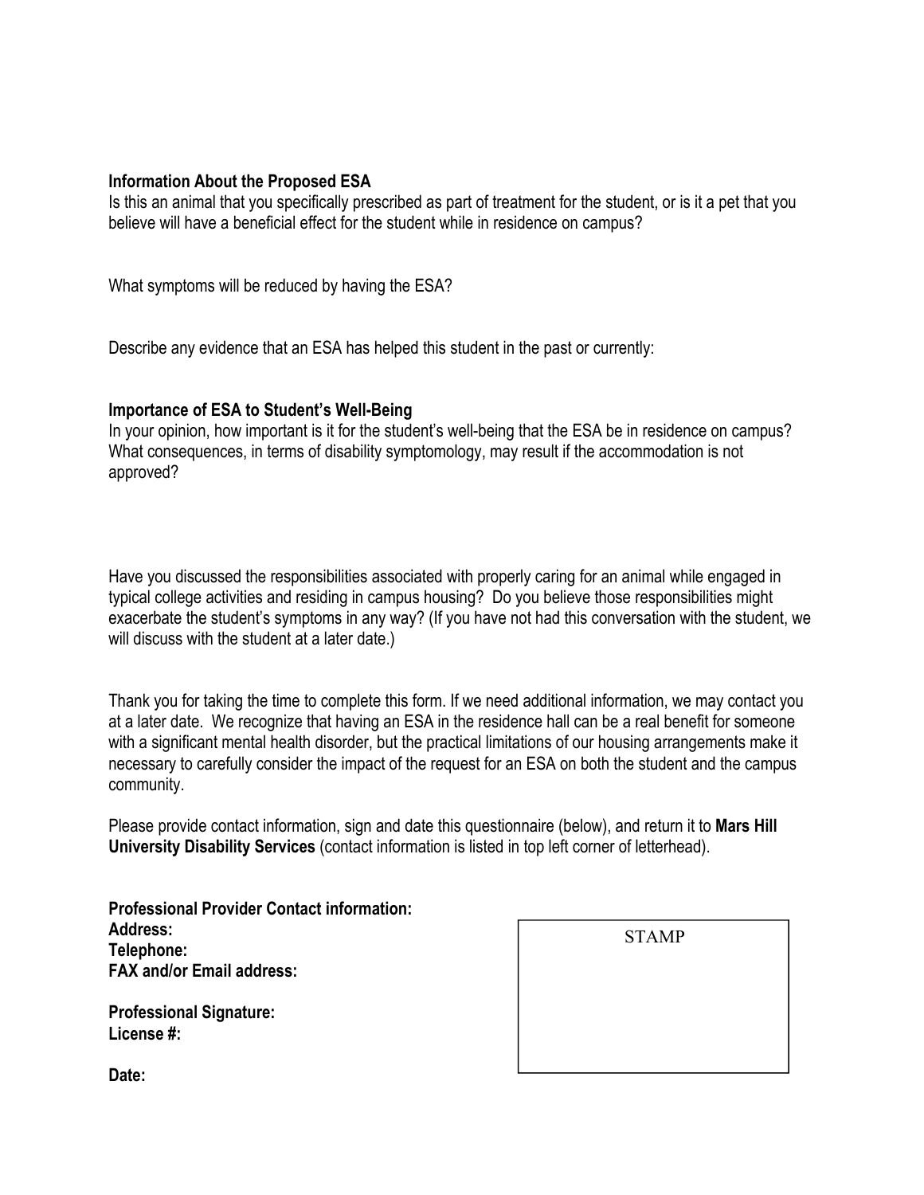**Information About the Proposed ESA**

Is this an animal that you specifically prescribed as part of treatment for the student, or is it a pet that you believe will have a beneficial effect for the student while in residence on campus?

What symptoms will be reduced by having the ESA?

Describe any evidence that an ESA has helped this student in the past or currently:

**Importance of ESA to Student's Well-Being**

In your opinion, how important is it for the student's well-being that the ESA be in residence on campus? What consequences, in terms of disability symptomology, may result if the accommodation is not approved?

Have you discussed the responsibilities associated with properly caring for an animal while engaged in typical college activities and residing in campus housing? Do you believe those responsibilities might exacerbate the student's symptoms in any way? (If you have not had this conversation with the student, we will discuss with the student at a later date.)

Thank you for taking the time to complete this form. If we need additional information, we may contact you at a later date. We recognize that having an ESA in the residence hall can be a real benefit for someone with a significant mental health disorder, but the practical limitations of our housing arrangements make it necessary to carefully consider the impact of the request for an ESA on both the student and the campus community.

Please provide contact information, sign and date this questionnaire (below), and return it to **Mars Hill University Disability Services** (contact information is listed in top left corner of letterhead).

**Professional Provider Contact information:**
**Address:**
**Telephone:**
**FAX and/or Email address:**

**Professional Signature:**
**License #:**

**Date:**

STAMP